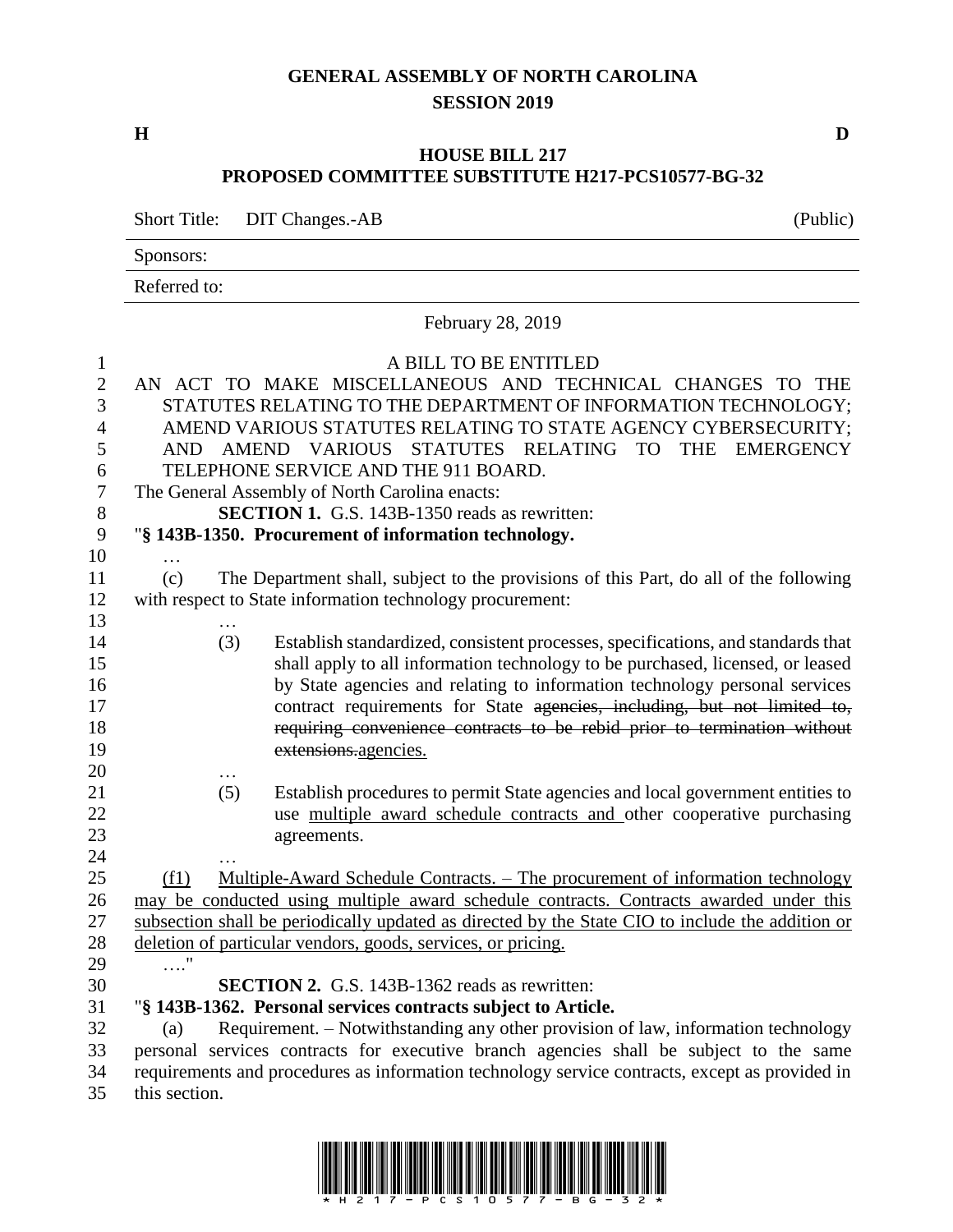# GENERAL ASSEMBLY OF NORTH CAROLINA
## SESSION 2019

**H** **D**

## HOUSE BILL 217
## PROPOSED COMMITTEE SUBSTITUTE H217-PCS10577-BG-32

Short Title: DIT Changes.-AB (Public)

Sponsors:

Referred to:

February 28, 2019

A BILL TO BE ENTITLED

AN ACT TO MAKE MISCELLANEOUS AND TECHNICAL CHANGES TO THE STATUTES RELATING TO THE DEPARTMENT OF INFORMATION TECHNOLOGY; AMEND VARIOUS STATUTES RELATING TO STATE AGENCY CYBERSECURITY; AND AMEND VARIOUS STATUTES RELATING TO THE EMERGENCY TELEPHONE SERVICE AND THE 911 BOARD.

The General Assembly of North Carolina enacts:

**SECTION 1.** G.S. 143B-1350 reads as rewritten:

"**§ 143B-1350. Procurement of information technology.**

…

(c) The Department shall, subject to the provisions of this Part, do all of the following with respect to State information technology procurement:

…

(3) Establish standardized, consistent processes, specifications, and standards that shall apply to all information technology to be purchased, licensed, or leased by State agencies and relating to information technology personal services contract requirements for State ~~agencies, including, but not limited to, requiring convenience contracts to be rebid prior to termination without extensions.~~<u>agencies.</u>

…

(5) Establish procedures to permit State agencies and local government entities to use <u>multiple award schedule contracts and</u> other cooperative purchasing agreements.

…

<u>(f1) Multiple-Award Schedule Contracts. – The procurement of information technology may be conducted using multiple award schedule contracts. Contracts awarded under this subsection shall be periodically updated as directed by the State CIO to include the addition or deletion of particular vendors, goods, services, or pricing.</u>

…."

**SECTION 2.** G.S. 143B-1362 reads as rewritten:

"**§ 143B-1362. Personal services contracts subject to Article.**

(a) Requirement. – Notwithstanding any other provision of law, information technology personal services contracts for executive branch agencies shall be subject to the same requirements and procedures as information technology service contracts, except as provided in this section.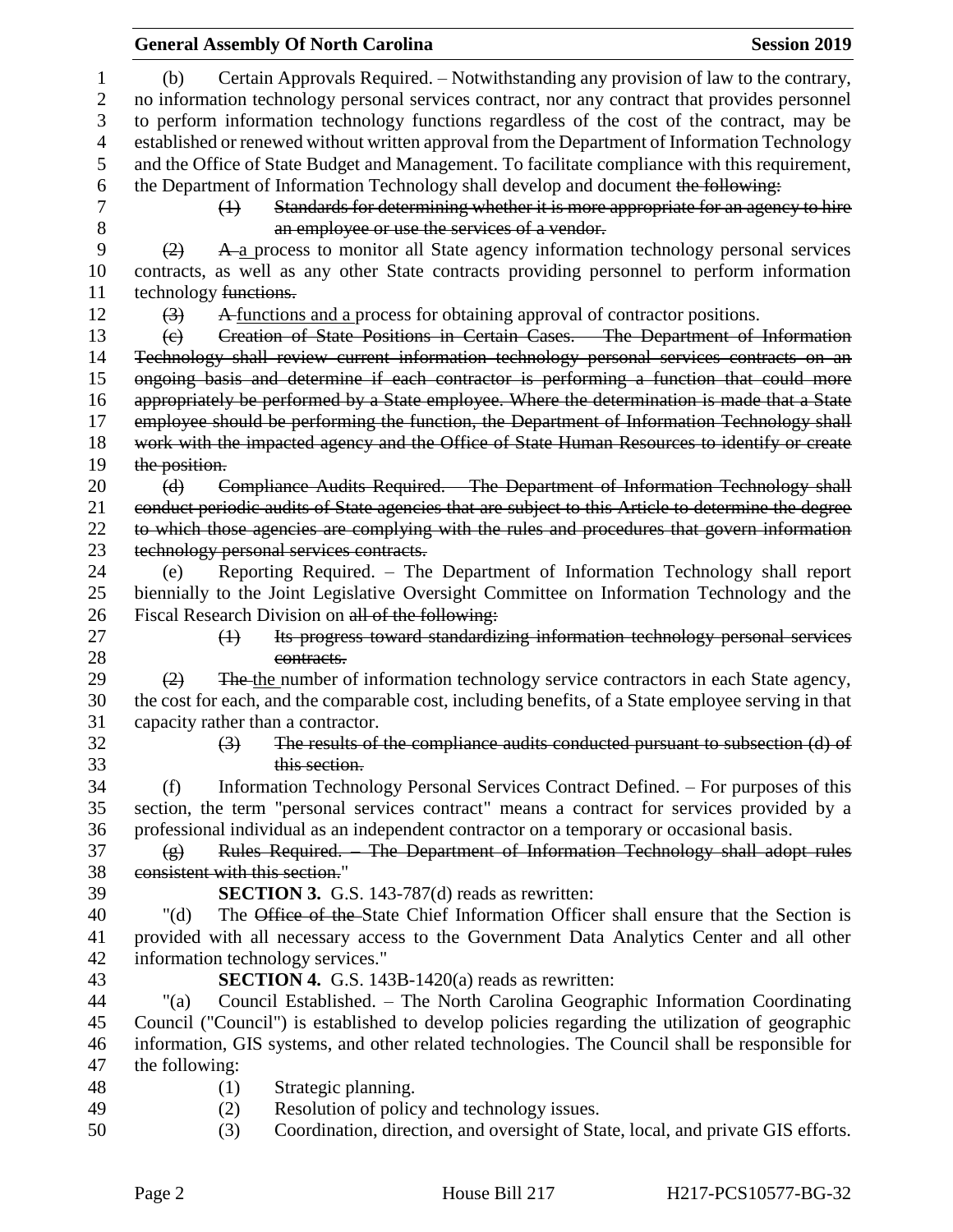(b) Certain Approvals Required. – Notwithstanding any provision of law to the contrary, no information technology personal services contract, nor any contract that provides personnel to perform information technology functions regardless of the cost of the contract, may be established or renewed without written approval from the Department of Information Technology and the Office of State Budget and Management. To facilitate compliance with this requirement, the Department of Information Technology shall develop and document ~~the following:~~

~~(1) Standards for determining whether it is more appropriate for an agency to hire an employee or use the services of a vendor.~~

~~(2)~~ ~~A~~ a process to monitor all State agency information technology personal services contracts, as well as any other State contracts providing personnel to perform information technology ~~functions.~~

~~(3)~~ ~~A~~ functions and a process for obtaining approval of contractor positions.

~~(c) Creation of State Positions in Certain Cases. – The Department of Information Technology shall review current information technology personal services contracts on an ongoing basis and determine if each contractor is performing a function that could more appropriately be performed by a State employee. Where the determination is made that a State employee should be performing the function, the Department of Information Technology shall work with the impacted agency and the Office of State Human Resources to identify or create the position.~~

~~(d) Compliance Audits Required. – The Department of Information Technology shall conduct periodic audits of State agencies that are subject to this Article to determine the degree to which those agencies are complying with the rules and procedures that govern information technology personal services contracts.~~

(e) Reporting Required. – The Department of Information Technology shall report biennially to the Joint Legislative Oversight Committee on Information Technology and the Fiscal Research Division on ~~all of the following:~~

~~(1) Its progress toward standardizing information technology personal services contracts.~~

~~(2)~~ ~~The~~ the number of information technology service contractors in each State agency, the cost for each, and the comparable cost, including benefits, of a State employee serving in that capacity rather than a contractor.

~~(3) The results of the compliance audits conducted pursuant to subsection (d) of this section.~~

(f) Information Technology Personal Services Contract Defined. – For purposes of this section, the term "personal services contract" means a contract for services provided by a professional individual as an independent contractor on a temporary or occasional basis.

~~(g) Rules Required. – The Department of Information Technology shall adopt rules consistent with this section.~~"

**SECTION 3.** G.S. 143-787(d) reads as rewritten:

"(d) The ~~Office of the~~ State Chief Information Officer shall ensure that the Section is provided with all necessary access to the Government Data Analytics Center and all other information technology services."

**SECTION 4.** G.S. 143B-1420(a) reads as rewritten:

"(a) Council Established. – The North Carolina Geographic Information Coordinating Council ("Council") is established to develop policies regarding the utilization of geographic information, GIS systems, and other related technologies. The Council shall be responsible for the following:

(1) Strategic planning.
(2) Resolution of policy and technology issues.
(3) Coordination, direction, and oversight of State, local, and private GIS efforts.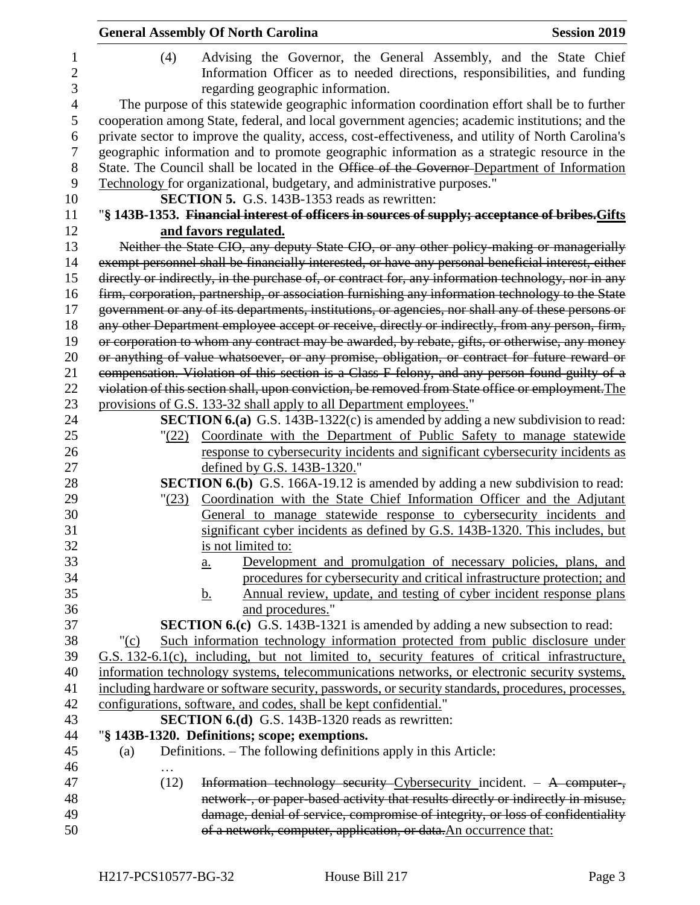(4) Advising the Governor, the General Assembly, and the State Chief Information Officer as to needed directions, responsibilities, and funding regarding geographic information.

The purpose of this statewide geographic information coordination effort shall be to further cooperation among State, federal, and local government agencies; academic institutions; and the private sector to improve the quality, access, cost-effectiveness, and utility of North Carolina's geographic information and to promote geographic information as a strategic resource in the State. The Council shall be located in the ~~Office of the Governor~~ Department of Information Technology for organizational, budgetary, and administrative purposes."

**SECTION 5.** G.S. 143B-1353 reads as rewritten:

"**§ 143B-1353. ~~Financial interest of officers in sources of supply; acceptance of bribes.~~Gifts and favors regulated.**

~~Neither the State CIO, any deputy State CIO, or any other policy-making or managerially exempt personnel shall be financially interested, or have any personal beneficial interest, either directly or indirectly, in the purchase of, or contract for, any information technology, nor in any firm, corporation, partnership, or association furnishing any information technology to the State government or any of its departments, institutions, or agencies, nor shall any of these persons or any other Department employee accept or receive, directly or indirectly, from any person, firm, or corporation to whom any contract may be awarded, by rebate, gifts, or otherwise, any money or anything of value whatsoever, or any promise, obligation, or contract for future reward or compensation. Violation of this section is a Class F felony, and any person found guilty of a violation of this section shall, upon conviction, be removed from State office or employment.~~The provisions of G.S. 133-32 shall apply to all Department employees."

**SECTION 6.(a)** G.S. 143B-1322(c) is amended by adding a new subdivision to read:

"(22) Coordinate with the Department of Public Safety to manage statewide response to cybersecurity incidents and significant cybersecurity incidents as defined by G.S. 143B-1320."

**SECTION 6.(b)** G.S. 166A-19.12 is amended by adding a new subdivision to read:

"(23) Coordination with the State Chief Information Officer and the Adjutant General to manage statewide response to cybersecurity incidents and significant cyber incidents as defined by G.S. 143B-1320. This includes, but is not limited to:

a. Development and promulgation of necessary policies, plans, and procedures for cybersecurity and critical infrastructure protection; and

b. Annual review, update, and testing of cyber incident response plans and procedures."

**SECTION 6.(c)** G.S. 143B-1321 is amended by adding a new subsection to read:

"(c) Such information technology information protected from public disclosure under G.S. 132-6.1(c), including, but not limited to, security features of critical infrastructure, information technology systems, telecommunications networks, or electronic security systems, including hardware or software security, passwords, or security standards, procedures, processes, configurations, software, and codes, shall be kept confidential."

**SECTION 6.(d)** G.S. 143B-1320 reads as rewritten:

"**§ 143B-1320. Definitions; scope; exemptions.**

(a) Definitions. – The following definitions apply in this Article:

…

(12) ~~Information technology security~~ Cybersecurity incident. – ~~A computer-, network-, or paper-based activity that results directly or indirectly in misuse, damage, denial of service, compromise of integrity, or loss of confidentiality of a network, computer, application, or data.~~An occurrence that: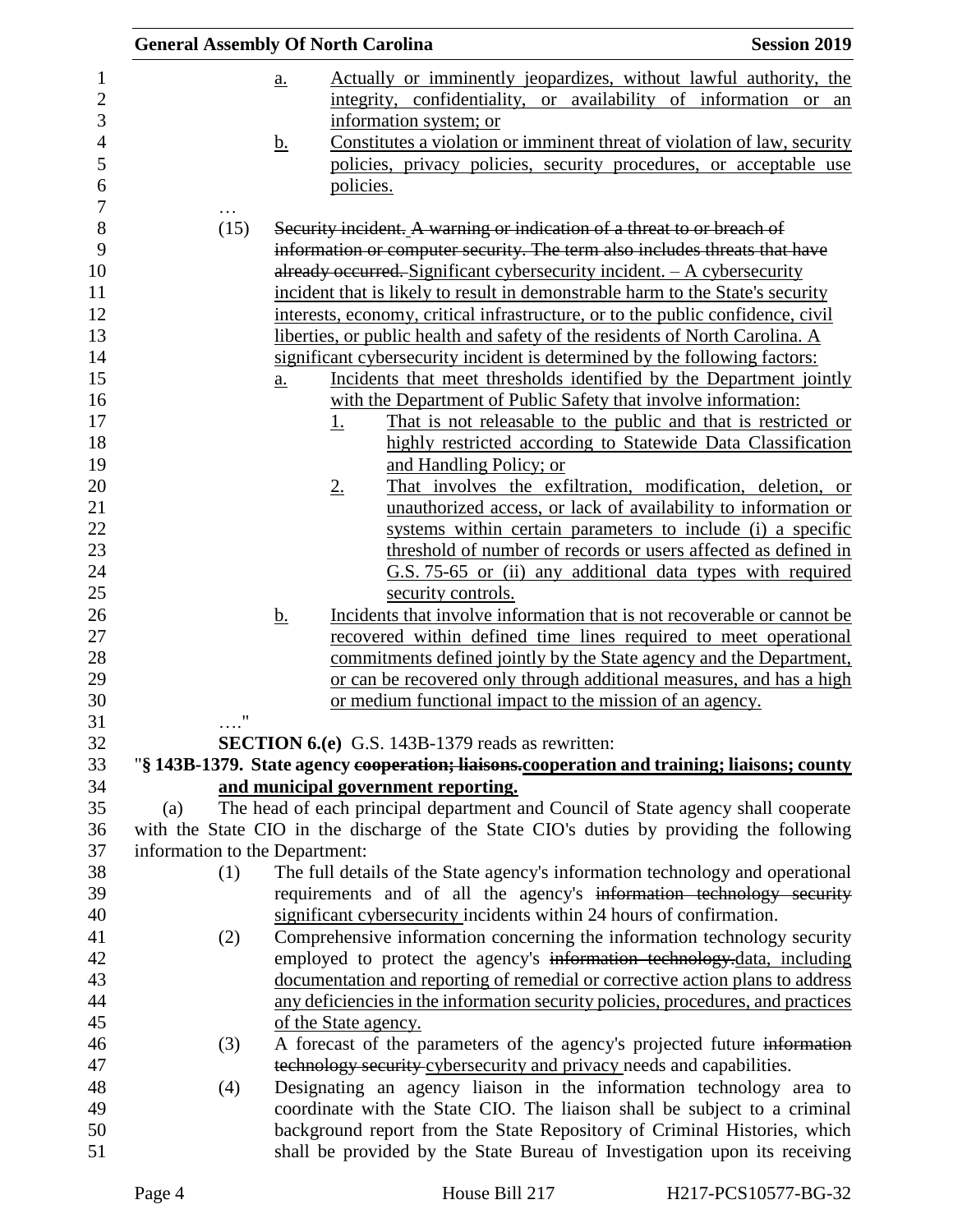a. Actually or imminently jeopardizes, without lawful authority, the integrity, confidentiality, or availability of information or an information system; or

b. Constitutes a violation or imminent threat of violation of law, security policies, privacy policies, security procedures, or acceptable use policies.

…

(15) ~~Security incident. A warning or indication of a threat to or breach of information or computer security. The term also includes threats that have already occurred.~~ Significant cybersecurity incident. – A cybersecurity incident that is likely to result in demonstrable harm to the State's security interests, economy, critical infrastructure, or to the public confidence, civil liberties, or public health and safety of the residents of North Carolina. A significant cybersecurity incident is determined by the following factors:

a. Incidents that meet thresholds identified by the Department jointly with the Department of Public Safety that involve information:

1. That is not releasable to the public and that is restricted or highly restricted according to Statewide Data Classification and Handling Policy; or

2. That involves the exfiltration, modification, deletion, or unauthorized access, or lack of availability to information or systems within certain parameters to include (i) a specific threshold of number of records or users affected as defined in G.S. 75-65 or (ii) any additional data types with required security controls.

b. Incidents that involve information that is not recoverable or cannot be recovered within defined time lines required to meet operational commitments defined jointly by the State agency and the Department, or can be recovered only through additional measures, and has a high or medium functional impact to the mission of an agency.

…."

**SECTION 6.(e)** G.S. 143B-1379 reads as rewritten:

"**§ 143B-1379. State agency ~~cooperation; liaisons.~~cooperation and training; liaisons; county and municipal government reporting.**

(a) The head of each principal department and Council of State agency shall cooperate with the State CIO in the discharge of the State CIO's duties by providing the following information to the Department:

(1) The full details of the State agency's information technology and operational requirements and of all the agency's ~~information technology security~~ significant cybersecurity incidents within 24 hours of confirmation.

(2) Comprehensive information concerning the information technology security employed to protect the agency's ~~information technology.~~data, including documentation and reporting of remedial or corrective action plans to address any deficiencies in the information security policies, procedures, and practices of the State agency.

(3) A forecast of the parameters of the agency's projected future ~~information technology security~~ cybersecurity and privacy needs and capabilities.

(4) Designating an agency liaison in the information technology area to coordinate with the State CIO. The liaison shall be subject to a criminal background report from the State Repository of Criminal Histories, which shall be provided by the State Bureau of Investigation upon its receiving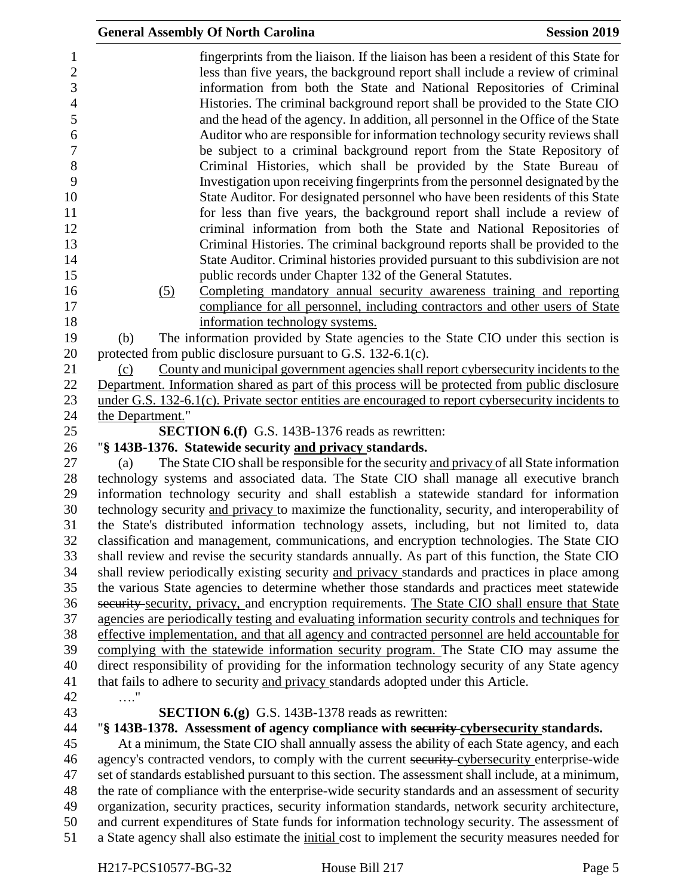fingerprints from the liaison. If the liaison has been a resident of this State for less than five years, the background report shall include a review of criminal information from both the State and National Repositories of Criminal Histories. The criminal background report shall be provided to the State CIO and the head of the agency. In addition, all personnel in the Office of the State Auditor who are responsible for information technology security reviews shall be subject to a criminal background report from the State Repository of Criminal Histories, which shall be provided by the State Bureau of Investigation upon receiving fingerprints from the personnel designated by the State Auditor. For designated personnel who have been residents of this State for less than five years, the background report shall include a review of criminal information from both the State and National Repositories of Criminal Histories. The criminal background reports shall be provided to the State Auditor. Criminal histories provided pursuant to this subdivision are not public records under Chapter 132 of the General Statutes.

(5) Completing mandatory annual security awareness training and reporting compliance for all personnel, including contractors and other users of State information technology systems.

(b) The information provided by State agencies to the State CIO under this section is protected from public disclosure pursuant to G.S. 132-6.1(c).

(c) County and municipal government agencies shall report cybersecurity incidents to the Department. Information shared as part of this process will be protected from public disclosure under G.S. 132-6.1(c). Private sector entities are encouraged to report cybersecurity incidents to the Department."

**SECTION 6.(f)** G.S. 143B-1376 reads as rewritten:

"**§ 143B-1376. Statewide security and privacy standards.**

(a) The State CIO shall be responsible for the security and privacy of all State information technology systems and associated data. The State CIO shall manage all executive branch information technology security and shall establish a statewide standard for information technology security and privacy to maximize the functionality, security, and interoperability of the State's distributed information technology assets, including, but not limited to, data classification and management, communications, and encryption technologies. The State CIO shall review and revise the security standards annually. As part of this function, the State CIO shall review periodically existing security and privacy standards and practices in place among the various State agencies to determine whether those standards and practices meet statewide ~~security~~ security, privacy, and encryption requirements. The State CIO shall ensure that State agencies are periodically testing and evaluating information security controls and techniques for effective implementation, and that all agency and contracted personnel are held accountable for complying with the statewide information security program. The State CIO may assume the direct responsibility of providing for the information technology security of any State agency that fails to adhere to security and privacy standards adopted under this Article.

…."

**SECTION 6.(g)** G.S. 143B-1378 reads as rewritten:

"**§ 143B-1378. Assessment of agency compliance with ~~security~~ cybersecurity standards.**

At a minimum, the State CIO shall annually assess the ability of each State agency, and each agency's contracted vendors, to comply with the current ~~security~~ cybersecurity enterprise-wide set of standards established pursuant to this section. The assessment shall include, at a minimum, the rate of compliance with the enterprise-wide security standards and an assessment of security organization, security practices, security information standards, network security architecture, and current expenditures of State funds for information technology security. The assessment of a State agency shall also estimate the initial cost to implement the security measures needed for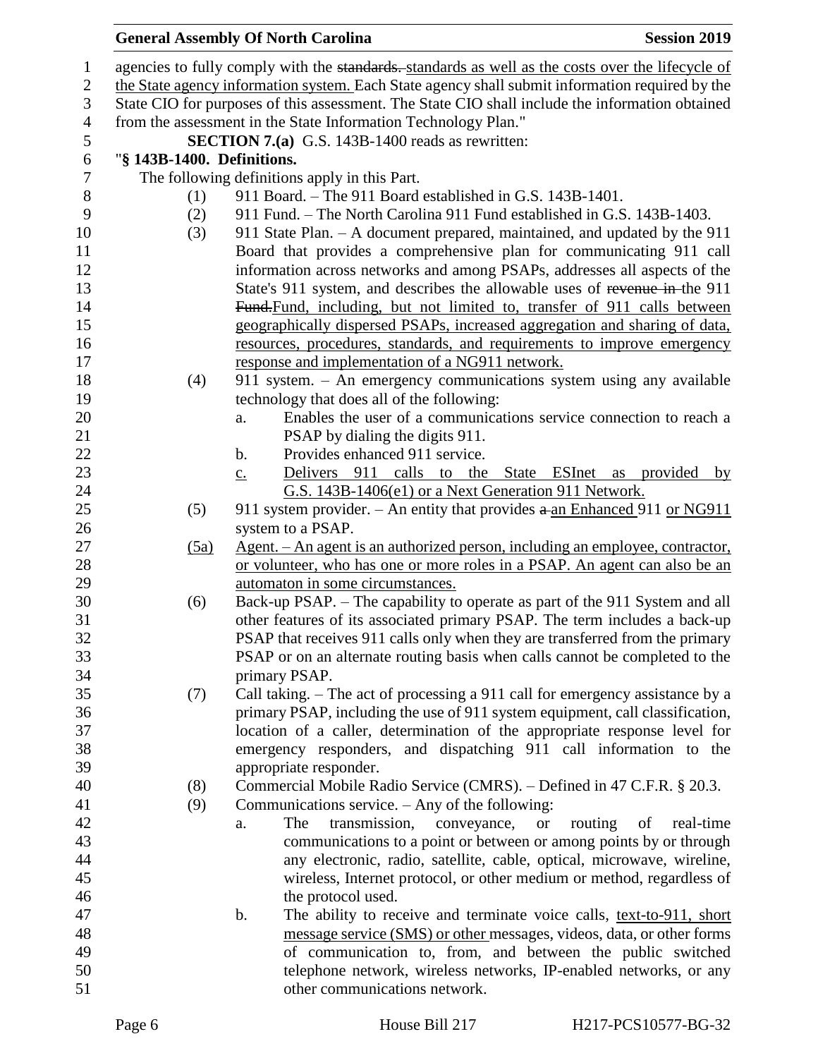agencies to fully comply with the ~~standards.~~ standards as well as the costs over the lifecycle of the State agency information system. Each State agency shall submit information required by the State CIO for purposes of this assessment. The State CIO shall include the information obtained from the assessment in the State Information Technology Plan."

**SECTION 7.(a)** G.S. 143B-1400 reads as rewritten:

"**§ 143B-1400. Definitions.**

The following definitions apply in this Part.

(1) 911 Board. – The 911 Board established in G.S. 143B-1401.

(2) 911 Fund. – The North Carolina 911 Fund established in G.S. 143B-1403.

(3) 911 State Plan. – A document prepared, maintained, and updated by the 911 Board that provides a comprehensive plan for communicating 911 call information across networks and among PSAPs, addresses all aspects of the State's 911 system, and describes the allowable uses of ~~revenue in~~ the 911 ~~Fund.~~Fund, including, but not limited to, transfer of 911 calls between geographically dispersed PSAPs, increased aggregation and sharing of data, resources, procedures, standards, and requirements to improve emergency response and implementation of a NG911 network.

(4) 911 system. – An emergency communications system using any available technology that does all of the following:

a. Enables the user of a communications service connection to reach a PSAP by dialing the digits 911.

b. Provides enhanced 911 service.

c. Delivers 911 calls to the State ESInet as provided by G.S. 143B-1406(e1) or a Next Generation 911 Network.

(5) 911 system provider. – An entity that provides ~~a~~ an Enhanced 911 or NG911 system to a PSAP.

(5a) Agent. – An agent is an authorized person, including an employee, contractor, or volunteer, who has one or more roles in a PSAP. An agent can also be an automaton in some circumstances.

(6) Back-up PSAP. – The capability to operate as part of the 911 System and all other features of its associated primary PSAP. The term includes a back-up PSAP that receives 911 calls only when they are transferred from the primary PSAP or on an alternate routing basis when calls cannot be completed to the primary PSAP.

(7) Call taking. – The act of processing a 911 call for emergency assistance by a primary PSAP, including the use of 911 system equipment, call classification, location of a caller, determination of the appropriate response level for emergency responders, and dispatching 911 call information to the appropriate responder.

(8) Commercial Mobile Radio Service (CMRS). – Defined in 47 C.F.R. § 20.3.

(9) Communications service. – Any of the following:

a. The transmission, conveyance, or routing of real-time communications to a point or between or among points by or through any electronic, radio, satellite, cable, optical, microwave, wireline, wireless, Internet protocol, or other medium or method, regardless of the protocol used.

b. The ability to receive and terminate voice calls, text-to-911, short message service (SMS) or other messages, videos, data, or other forms of communication to, from, and between the public switched telephone network, wireless networks, IP-enabled networks, or any other communications network.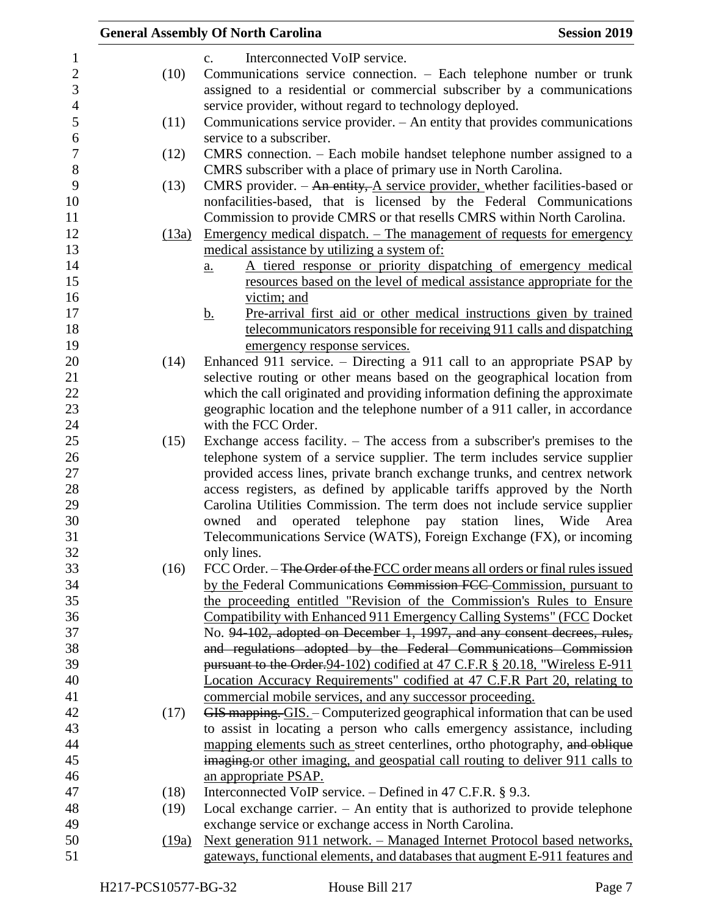c. Interconnected VoIP service.

(10) Communications service connection. – Each telephone number or trunk assigned to a residential or commercial subscriber by a communications service provider, without regard to technology deployed.

(11) Communications service provider. – An entity that provides communications service to a subscriber.

(12) CMRS connection. – Each mobile handset telephone number assigned to a CMRS subscriber with a place of primary use in North Carolina.

(13) CMRS provider. – ~~An entity,~~ A service provider, whether facilities-based or nonfacilities-based, that is licensed by the Federal Communications Commission to provide CMRS or that resells CMRS within North Carolina.

(13a) Emergency medical dispatch. – The management of requests for emergency medical assistance by utilizing a system of:

a. A tiered response or priority dispatching of emergency medical resources based on the level of medical assistance appropriate for the victim; and

b. Pre-arrival first aid or other medical instructions given by trained telecommunicators responsible for receiving 911 calls and dispatching emergency response services.

(14) Enhanced 911 service. – Directing a 911 call to an appropriate PSAP by selective routing or other means based on the geographical location from which the call originated and providing information defining the approximate geographic location and the telephone number of a 911 caller, in accordance with the FCC Order.

(15) Exchange access facility. – The access from a subscriber's premises to the telephone system of a service supplier. The term includes service supplier provided access lines, private branch exchange trunks, and centrex network access registers, as defined by applicable tariffs approved by the North Carolina Utilities Commission. The term does not include service supplier owned and operated telephone pay station lines, Wide Area Telecommunications Service (WATS), Foreign Exchange (FX), or incoming only lines.

(16) FCC Order. – ~~The Order of the~~ FCC order means all orders or final rules issued by the Federal Communications ~~Commission FCC~~ Commission, pursuant to the proceeding entitled "Revision of the Commission's Rules to Ensure Compatibility with Enhanced 911 Emergency Calling Systems" (FCC Docket No. ~~94-102, adopted on December 1, 1997, and any consent decrees, rules, and regulations adopted by the Federal Communications Commission pursuant to the Order.~~94-102) codified at 47 C.F.R § 20.18, "Wireless E-911 Location Accuracy Requirements" codified at 47 C.F.R Part 20, relating to commercial mobile services, and any successor proceeding.

(17) ~~GIS mapping.~~ GIS. – Computerized geographical information that can be used to assist in locating a person who calls emergency assistance, including mapping elements such as street centerlines, ortho photography, ~~and oblique imaging.~~or other imaging, and geospatial call routing to deliver 911 calls to an appropriate PSAP.

(18) Interconnected VoIP service. – Defined in 47 C.F.R. § 9.3.

(19) Local exchange carrier. – An entity that is authorized to provide telephone exchange service or exchange access in North Carolina.

(19a) Next generation 911 network. – Managed Internet Protocol based networks, gateways, functional elements, and databases that augment E-911 features and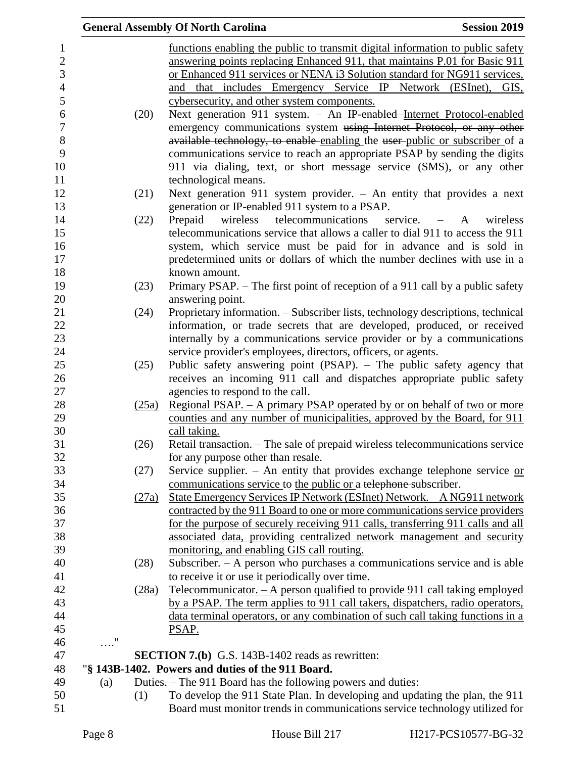functions enabling the public to transmit digital information to public safety answering points replacing Enhanced 911, that maintains P.01 for Basic 911 or Enhanced 911 services or NENA i3 Solution standard for NG911 services, and that includes Emergency Service IP Network (ESInet), GIS, cybersecurity, and other system components.

(20) Next generation 911 system. – An ~~IP-enabled~~ Internet Protocol-enabled emergency communications system ~~using Internet Protocol, or any other available technology, to enable~~ enabling the ~~user~~ public or subscriber of a communications service to reach an appropriate PSAP by sending the digits 911 via dialing, text, or short message service (SMS), or any other technological means.

(21) Next generation 911 system provider. – An entity that provides a next generation or IP-enabled 911 system to a PSAP.

(22) Prepaid wireless telecommunications service. – A wireless telecommunications service that allows a caller to dial 911 to access the 911 system, which service must be paid for in advance and is sold in predetermined units or dollars of which the number declines with use in a known amount.

(23) Primary PSAP. – The first point of reception of a 911 call by a public safety answering point.

(24) Proprietary information. – Subscriber lists, technology descriptions, technical information, or trade secrets that are developed, produced, or received internally by a communications service provider or by a communications service provider's employees, directors, officers, or agents.

(25) Public safety answering point (PSAP). – The public safety agency that receives an incoming 911 call and dispatches appropriate public safety agencies to respond to the call.

(25a) Regional PSAP. – A primary PSAP operated by or on behalf of two or more counties and any number of municipalities, approved by the Board, for 911 call taking.

(26) Retail transaction. – The sale of prepaid wireless telecommunications service for any purpose other than resale.

(27) Service supplier. – An entity that provides exchange telephone service or communications service to the public or a ~~telephone~~ subscriber.

(27a) State Emergency Services IP Network (ESInet) Network. – A NG911 network contracted by the 911 Board to one or more communications service providers for the purpose of securely receiving 911 calls, transferring 911 calls and all associated data, providing centralized network management and security monitoring, and enabling GIS call routing.

(28) Subscriber. – A person who purchases a communications service and is able to receive it or use it periodically over time.

(28a) Telecommunicator. – A person qualified to provide 911 call taking employed by a PSAP. The term applies to 911 call takers, dispatchers, radio operators, data terminal operators, or any combination of such call taking functions in a PSAP.

…."

**SECTION 7.(b)** G.S. 143B-1402 reads as rewritten:

"**§ 143B-1402. Powers and duties of the 911 Board.**

(a) Duties. – The 911 Board has the following powers and duties:

(1) To develop the 911 State Plan. In developing and updating the plan, the 911 Board must monitor trends in communications service technology utilized for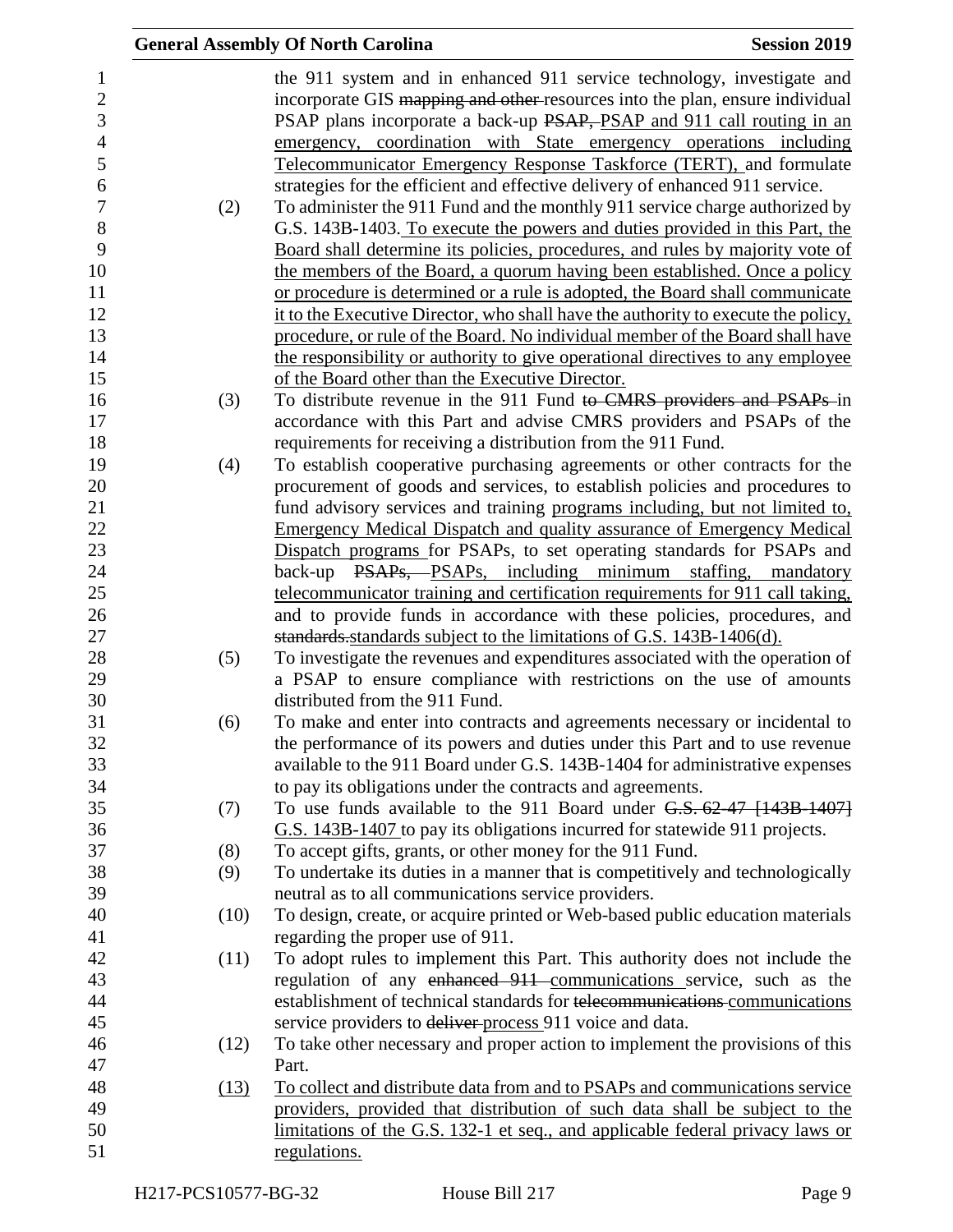the 911 system and in enhanced 911 service technology, investigate and incorporate GIS ~~mapping and other~~ resources into the plan, ensure individual PSAP plans incorporate a back-up ~~PSAP,~~ PSAP and 911 call routing in an emergency, coordination with State emergency operations including Telecommunicator Emergency Response Taskforce (TERT), and formulate strategies for the efficient and effective delivery of enhanced 911 service.

(2) To administer the 911 Fund and the monthly 911 service charge authorized by G.S. 143B-1403. To execute the powers and duties provided in this Part, the Board shall determine its policies, procedures, and rules by majority vote of the members of the Board, a quorum having been established. Once a policy or procedure is determined or a rule is adopted, the Board shall communicate it to the Executive Director, who shall have the authority to execute the policy, procedure, or rule of the Board. No individual member of the Board shall have the responsibility or authority to give operational directives to any employee of the Board other than the Executive Director.

(3) To distribute revenue in the 911 Fund ~~to CMRS providers and PSAPs~~ in accordance with this Part and advise CMRS providers and PSAPs of the requirements for receiving a distribution from the 911 Fund.

(4) To establish cooperative purchasing agreements or other contracts for the procurement of goods and services, to establish policies and procedures to fund advisory services and training programs including, but not limited to, Emergency Medical Dispatch and quality assurance of Emergency Medical Dispatch programs for PSAPs, to set operating standards for PSAPs and back-up ~~PSAPs,~~ PSAPs, including minimum staffing, mandatory telecommunicator training and certification requirements for 911 call taking, and to provide funds in accordance with these policies, procedures, and ~~standards.~~ standards subject to the limitations of G.S. 143B-1406(d).

(5) To investigate the revenues and expenditures associated with the operation of a PSAP to ensure compliance with restrictions on the use of amounts distributed from the 911 Fund.

(6) To make and enter into contracts and agreements necessary or incidental to the performance of its powers and duties under this Part and to use revenue available to the 911 Board under G.S. 143B-1404 for administrative expenses to pay its obligations under the contracts and agreements.

(7) To use funds available to the 911 Board under ~~G.S. 62-47 [143B-1407]~~ G.S. 143B-1407 to pay its obligations incurred for statewide 911 projects.

(8) To accept gifts, grants, or other money for the 911 Fund.

(9) To undertake its duties in a manner that is competitively and technologically neutral as to all communications service providers.

(10) To design, create, or acquire printed or Web-based public education materials regarding the proper use of 911.

(11) To adopt rules to implement this Part. This authority does not include the regulation of any ~~enhanced 911~~ communications service, such as the establishment of technical standards for ~~telecommunications~~ communications service providers to ~~deliver~~ process 911 voice and data.

(12) To take other necessary and proper action to implement the provisions of this Part.

(13) To collect and distribute data from and to PSAPs and communications service providers, provided that distribution of such data shall be subject to the limitations of the G.S. 132-1 et seq., and applicable federal privacy laws or regulations.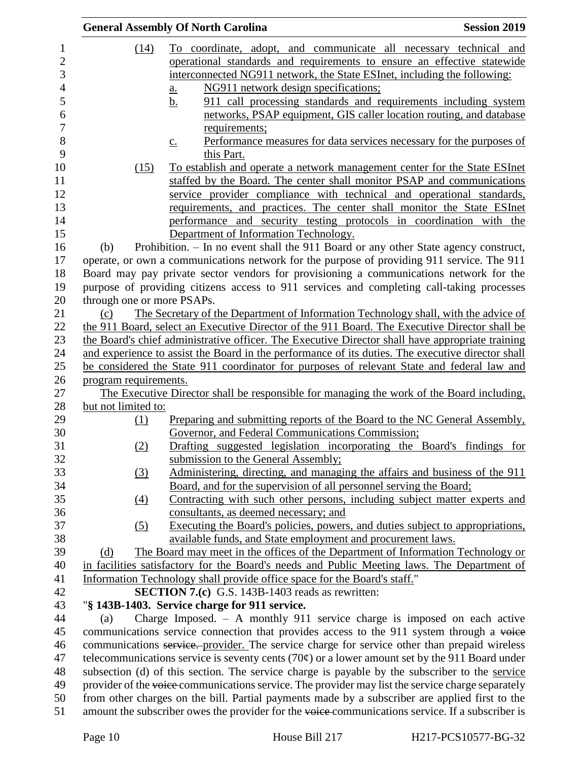(14) To coordinate, adopt, and communicate all necessary technical and operational standards and requirements to ensure an effective statewide interconnected NG911 network, the State ESInet, including the following:

a. NG911 network design specifications;

b. 911 call processing standards and requirements including system networks, PSAP equipment, GIS caller location routing, and database requirements;

c. Performance measures for data services necessary for the purposes of this Part.

(15) To establish and operate a network management center for the State ESInet staffed by the Board. The center shall monitor PSAP and communications service provider compliance with technical and operational standards, requirements, and practices. The center shall monitor the State ESInet performance and security testing protocols in coordination with the Department of Information Technology.

(b) Prohibition. – In no event shall the 911 Board or any other State agency construct, operate, or own a communications network for the purpose of providing 911 service. The 911 Board may pay private sector vendors for provisioning a communications network for the purpose of providing citizens access to 911 services and completing call-taking processes through one or more PSAPs.

(c) The Secretary of the Department of Information Technology shall, with the advice of the 911 Board, select an Executive Director of the 911 Board. The Executive Director shall be the Board's chief administrative officer. The Executive Director shall have appropriate training and experience to assist the Board in the performance of its duties. The executive director shall be considered the State 911 coordinator for purposes of relevant State and federal law and program requirements.

The Executive Director shall be responsible for managing the work of the Board including, but not limited to:

(1) Preparing and submitting reports of the Board to the NC General Assembly, Governor, and Federal Communications Commission;

(2) Drafting suggested legislation incorporating the Board's findings for submission to the General Assembly;

(3) Administering, directing, and managing the affairs and business of the 911 Board, and for the supervision of all personnel serving the Board;

(4) Contracting with such other persons, including subject matter experts and consultants, as deemed necessary; and

(5) Executing the Board's policies, powers, and duties subject to appropriations, available funds, and State employment and procurement laws.

(d) The Board may meet in the offices of the Department of Information Technology or in facilities satisfactory for the Board's needs and Public Meeting laws. The Department of Information Technology shall provide office space for the Board's staff."

**SECTION 7.(c)** G.S. 143B-1403 reads as rewritten:

"**§ 143B-1403. Service charge for 911 service.**

(a) Charge Imposed. – A monthly 911 service charge is imposed on each active communications service connection that provides access to the 911 system through a ~~voice~~ communications ~~service.~~ provider. The service charge for service other than prepaid wireless telecommunications service is seventy cents (70¢) or a lower amount set by the 911 Board under subsection (d) of this section. The service charge is payable by the subscriber to the service provider of the ~~voice~~ communications service. The provider may list the service charge separately from other charges on the bill. Partial payments made by a subscriber are applied first to the amount the subscriber owes the provider for the ~~voice~~ communications service. If a subscriber is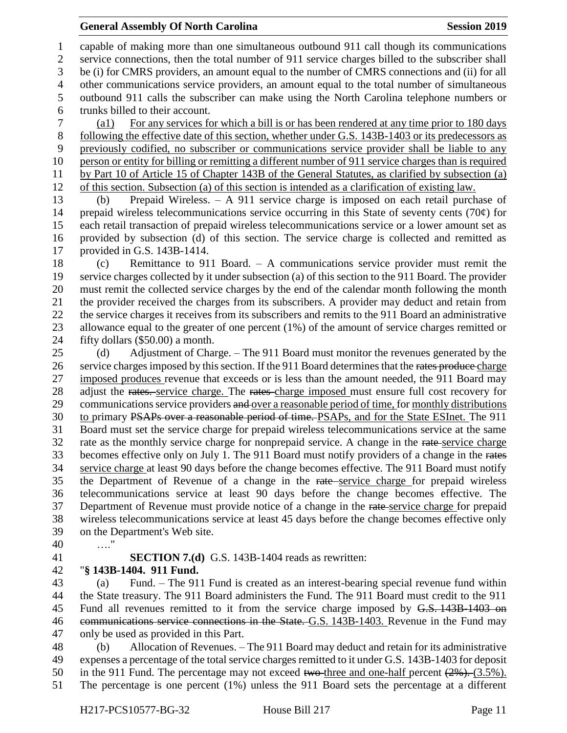capable of making more than one simultaneous outbound 911 call though its communications service connections, then the total number of 911 service charges billed to the subscriber shall be (i) for CMRS providers, an amount equal to the number of CMRS connections and (ii) for all other communications service providers, an amount equal to the total number of simultaneous outbound 911 calls the subscriber can make using the North Carolina telephone numbers or trunks billed to their account.

(a1) For any services for which a bill is or has been rendered at any time prior to 180 days following the effective date of this section, whether under G.S. 143B-1403 or its predecessors as previously codified, no subscriber or communications service provider shall be liable to any person or entity for billing or remitting a different number of 911 service charges than is required by Part 10 of Article 15 of Chapter 143B of the General Statutes, as clarified by subsection (a) of this section. Subsection (a) of this section is intended as a clarification of existing law.

(b) Prepaid Wireless. – A 911 service charge is imposed on each retail purchase of prepaid wireless telecommunications service occurring in this State of seventy cents (70¢) for each retail transaction of prepaid wireless telecommunications service or a lower amount set as provided by subsection (d) of this section. The service charge is collected and remitted as provided in G.S. 143B-1414.

(c) Remittance to 911 Board. – A communications service provider must remit the service charges collected by it under subsection (a) of this section to the 911 Board. The provider must remit the collected service charges by the end of the calendar month following the month the provider received the charges from its subscribers. A provider may deduct and retain from the service charges it receives from its subscribers and remits to the 911 Board an administrative allowance equal to the greater of one percent (1%) of the amount of service charges remitted or fifty dollars ($50.00) a month.

(d) Adjustment of Charge. – The 911 Board must monitor the revenues generated by the service charges imposed by this section. If the 911 Board determines that the ~~rates produce~~ charge imposed produces revenue that exceeds or is less than the amount needed, the 911 Board may adjust the ~~rates.~~ service charge. The ~~rates~~ charge imposed must ensure full cost recovery for communications service providers ~~and~~ over a reasonable period of time, for monthly distributions to primary ~~PSAPs over a reasonable period of time.~~ PSAPs, and for the State ESInet. The 911 Board must set the service charge for prepaid wireless telecommunications service at the same rate as the monthly service charge for nonprepaid service. A change in the ~~rate~~ service charge becomes effective only on July 1. The 911 Board must notify providers of a change in the ~~rates~~ service charge at least 90 days before the change becomes effective. The 911 Board must notify the Department of Revenue of a change in the ~~rate~~ service charge for prepaid wireless telecommunications service at least 90 days before the change becomes effective. The Department of Revenue must provide notice of a change in the ~~rate~~ service charge for prepaid wireless telecommunications service at least 45 days before the change becomes effective only on the Department's Web site.

…."

**SECTION 7.(d)** G.S. 143B-1404 reads as rewritten:

"**§ 143B-1404. 911 Fund.**

(a) Fund. – The 911 Fund is created as an interest-bearing special revenue fund within the State treasury. The 911 Board administers the Fund. The 911 Board must credit to the 911 Fund all revenues remitted to it from the service charge imposed by ~~G.S. 143B-1403 on communications service connections in the State.~~ G.S. 143B-1403. Revenue in the Fund may only be used as provided in this Part.

(b) Allocation of Revenues. – The 911 Board may deduct and retain for its administrative expenses a percentage of the total service charges remitted to it under G.S. 143B-1403 for deposit in the 911 Fund. The percentage may not exceed ~~two~~ three and one-half percent ~~(2%).~~ (3.5%). The percentage is one percent (1%) unless the 911 Board sets the percentage at a different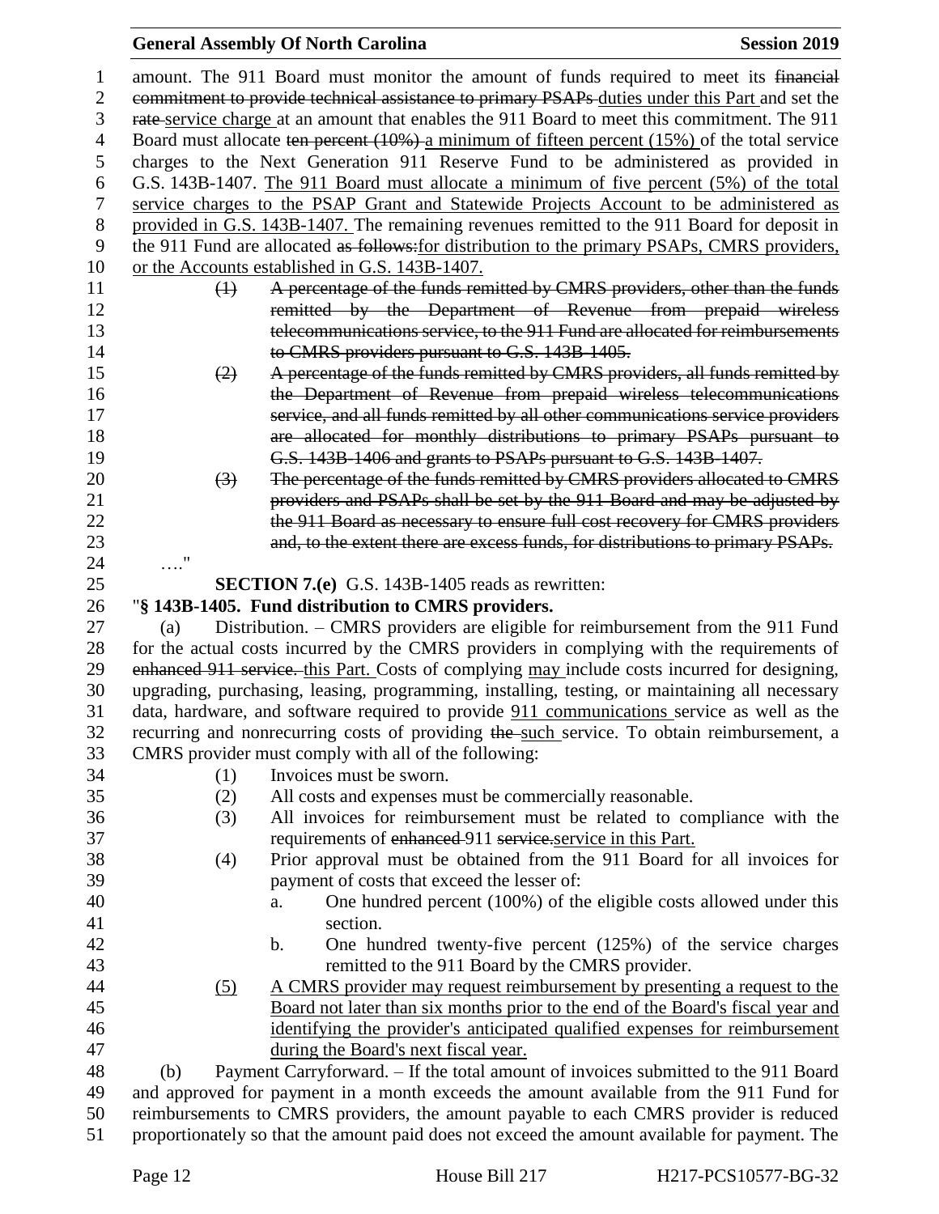amount. The 911 Board must monitor the amount of funds required to meet its ~~financial commitment to provide technical assistance to primary PSAPs~~ duties under this Part and set the ~~rate~~ service charge at an amount that enables the 911 Board to meet this commitment. The 911 Board must allocate ~~ten percent (10%)~~ a minimum of fifteen percent (15%) of the total service charges to the Next Generation 911 Reserve Fund to be administered as provided in G.S. 143B-1407. The 911 Board must allocate a minimum of five percent (5%) of the total service charges to the PSAP Grant and Statewide Projects Account to be administered as provided in G.S. 143B-1407. The remaining revenues remitted to the 911 Board for deposit in the 911 Fund are allocated ~~as follows:~~ for distribution to the primary PSAPs, CMRS providers, or the Accounts established in G.S. 143B-1407.

~~(1) A percentage of the funds remitted by CMRS providers, other than the funds remitted by the Department of Revenue from prepaid wireless telecommunications service, to the 911 Fund are allocated for reimbursements to CMRS providers pursuant to G.S. 143B-1405.~~

~~(2) A percentage of the funds remitted by CMRS providers, all funds remitted by the Department of Revenue from prepaid wireless telecommunications service, and all funds remitted by all other communications service providers are allocated for monthly distributions to primary PSAPs pursuant to G.S. 143B-1406 and grants to PSAPs pursuant to G.S. 143B-1407.~~

~~(3) The percentage of the funds remitted by CMRS providers allocated to CMRS providers and PSAPs shall be set by the 911 Board and may be adjusted by the 911 Board as necessary to ensure full cost recovery for CMRS providers and, to the extent there are excess funds, for distributions to primary PSAPs.~~

…."

**SECTION 7.(e)** G.S. 143B-1405 reads as rewritten:

"**§ 143B-1405. Fund distribution to CMRS providers.**

(a) Distribution. – CMRS providers are eligible for reimbursement from the 911 Fund for the actual costs incurred by the CMRS providers in complying with the requirements of ~~enhanced 911 service.~~ this Part. Costs of complying may include costs incurred for designing, upgrading, purchasing, leasing, programming, installing, testing, or maintaining all necessary data, hardware, and software required to provide 911 communications service as well as the recurring and nonrecurring costs of providing ~~the~~ such service. To obtain reimbursement, a CMRS provider must comply with all of the following:

(1) Invoices must be sworn.

(2) All costs and expenses must be commercially reasonable.

(3) All invoices for reimbursement must be related to compliance with the requirements of ~~enhanced~~ 911 ~~service.~~service in this Part.

(4) Prior approval must be obtained from the 911 Board for all invoices for payment of costs that exceed the lesser of:

a. One hundred percent (100%) of the eligible costs allowed under this section.

b. One hundred twenty-five percent (125%) of the service charges remitted to the 911 Board by the CMRS provider.

(5) A CMRS provider may request reimbursement by presenting a request to the Board not later than six months prior to the end of the Board's fiscal year and identifying the provider's anticipated qualified expenses for reimbursement during the Board's next fiscal year.

(b) Payment Carryforward. – If the total amount of invoices submitted to the 911 Board and approved for payment in a month exceeds the amount available from the 911 Fund for reimbursements to CMRS providers, the amount payable to each CMRS provider is reduced proportionately so that the amount paid does not exceed the amount available for payment. The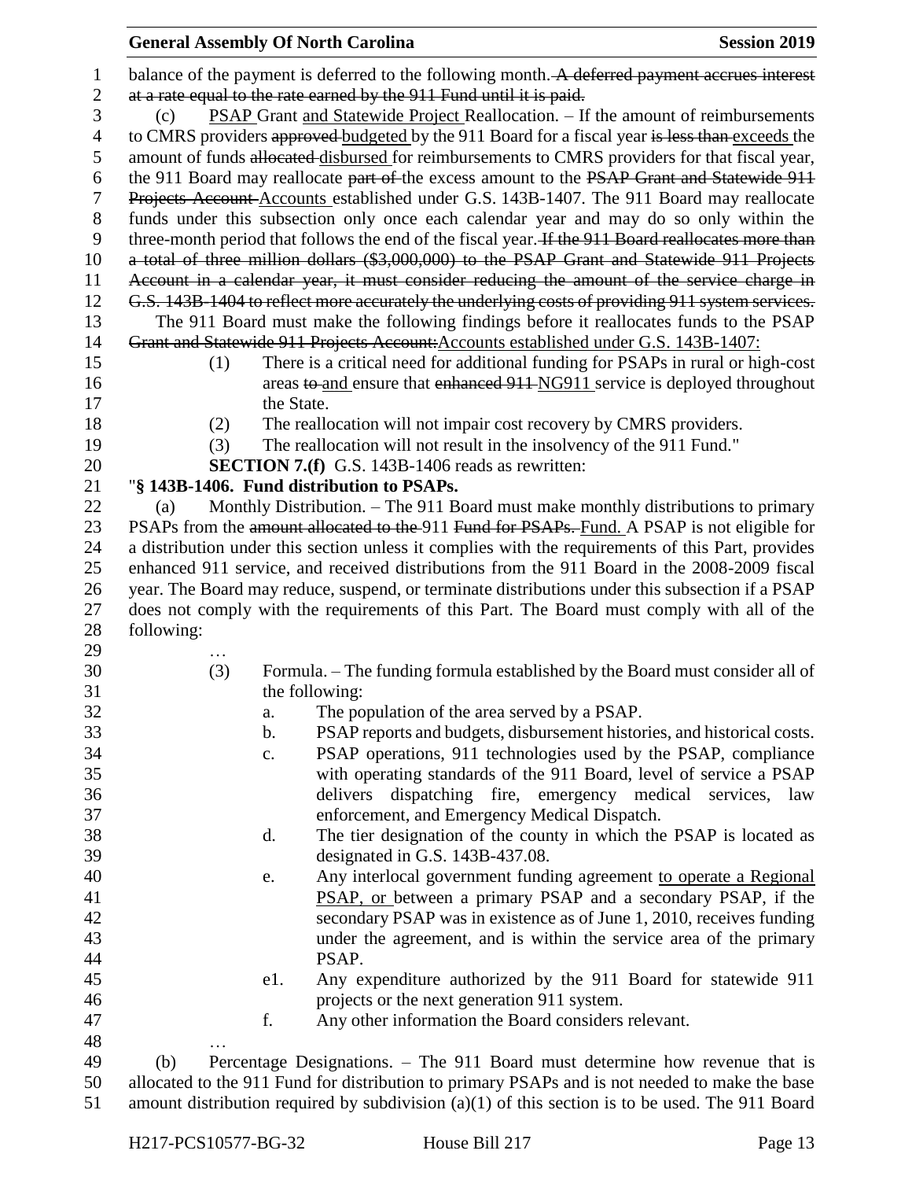balance of the payment is deferred to the following month. ~~A deferred payment accrues interest at a rate equal to the rate earned by the 911 Fund until it is paid.~~

(c) PSAP Grant and Statewide Project Reallocation. – If the amount of reimbursements to CMRS providers ~~approved~~ budgeted by the 911 Board for a fiscal year ~~is less than~~ exceeds the amount of funds ~~allocated~~ disbursed for reimbursements to CMRS providers for that fiscal year, the 911 Board may reallocate ~~part of~~ the excess amount to the ~~PSAP Grant and Statewide 911 Projects Account~~ Accounts established under G.S. 143B-1407. The 911 Board may reallocate funds under this subsection only once each calendar year and may do so only within the three-month period that follows the end of the fiscal year. ~~If the 911 Board reallocates more than a total of three million dollars ($3,000,000) to the PSAP Grant and Statewide 911 Projects Account in a calendar year, it must consider reducing the amount of the service charge in G.S. 143B-1404 to reflect more accurately the underlying costs of providing 911 system services.~~

The 911 Board must make the following findings before it reallocates funds to the PSAP ~~Grant and Statewide 911 Projects Account:~~ Accounts established under G.S. 143B-1407:

(1) There is a critical need for additional funding for PSAPs in rural or high-cost areas ~~to~~ and ensure that ~~enhanced 911~~ NG911 service is deployed throughout the State.

(2) The reallocation will not impair cost recovery by CMRS providers.

(3) The reallocation will not result in the insolvency of the 911 Fund."

**SECTION 7.(f)** G.S. 143B-1406 reads as rewritten:

"**§ 143B-1406. Fund distribution to PSAPs.**

(a) Monthly Distribution. – The 911 Board must make monthly distributions to primary PSAPs from the ~~amount allocated to the~~ 911 ~~Fund for PSAPs.~~ Fund. A PSAP is not eligible for a distribution under this section unless it complies with the requirements of this Part, provides enhanced 911 service, and received distributions from the 911 Board in the 2008-2009 fiscal year. The Board may reduce, suspend, or terminate distributions under this subsection if a PSAP does not comply with the requirements of this Part. The Board must comply with all of the following:

…

(3) Formula. – The funding formula established by the Board must consider all of the following:

a. The population of the area served by a PSAP.

b. PSAP reports and budgets, disbursement histories, and historical costs.

c. PSAP operations, 911 technologies used by the PSAP, compliance with operating standards of the 911 Board, level of service a PSAP delivers dispatching fire, emergency medical services, law enforcement, and Emergency Medical Dispatch.

d. The tier designation of the county in which the PSAP is located as designated in G.S. 143B-437.08.

e. Any interlocal government funding agreement to operate a Regional PSAP, or between a primary PSAP and a secondary PSAP, if the secondary PSAP was in existence as of June 1, 2010, receives funding under the agreement, and is within the service area of the primary PSAP.

e1. Any expenditure authorized by the 911 Board for statewide 911 projects or the next generation 911 system.

f. Any other information the Board considers relevant.

…

(b) Percentage Designations. – The 911 Board must determine how revenue that is allocated to the 911 Fund for distribution to primary PSAPs and is not needed to make the base amount distribution required by subdivision (a)(1) of this section is to be used. The 911 Board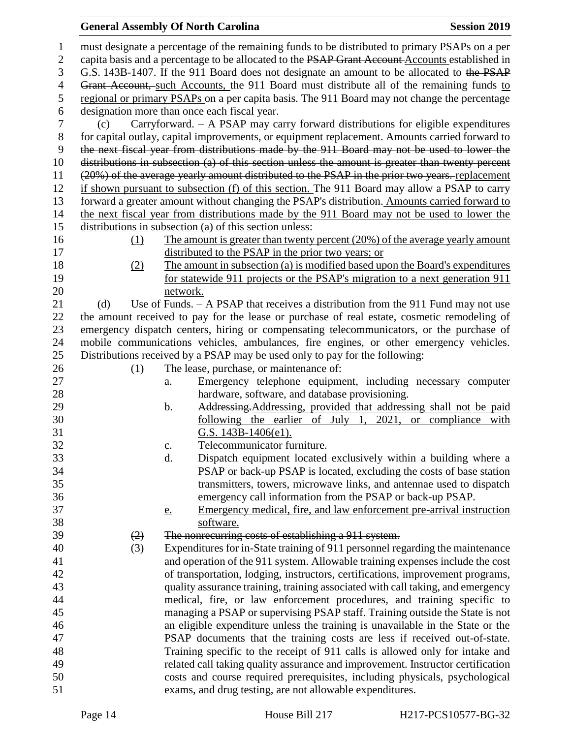must designate a percentage of the remaining funds to be distributed to primary PSAPs on a per capita basis and a percentage to be allocated to the ~~PSAP Grant Account~~ Accounts established in G.S. 143B-1407. If the 911 Board does not designate an amount to be allocated to ~~the PSAP Grant Account,~~ such Accounts, the 911 Board must distribute all of the remaining funds to regional or primary PSAPs on a per capita basis. The 911 Board may not change the percentage designation more than once each fiscal year.

(c) Carryforward. – A PSAP may carry forward distributions for eligible expenditures for capital outlay, capital improvements, or equipment ~~replacement. Amounts carried forward to the next fiscal year from distributions made by the 911 Board may not be used to lower the distributions in subsection (a) of this section unless the amount is greater than twenty percent (20%) of the average yearly amount distributed to the PSAP in the prior two years.~~ replacement if shown pursuant to subsection (f) of this section. The 911 Board may allow a PSAP to carry forward a greater amount without changing the PSAP's distribution. Amounts carried forward to the next fiscal year from distributions made by the 911 Board may not be used to lower the distributions in subsection (a) of this section unless:

(1) The amount is greater than twenty percent (20%) of the average yearly amount distributed to the PSAP in the prior two years; or

(2) The amount in subsection (a) is modified based upon the Board's expenditures for statewide 911 projects or the PSAP's migration to a next generation 911 network.

(d) Use of Funds. – A PSAP that receives a distribution from the 911 Fund may not use the amount received to pay for the lease or purchase of real estate, cosmetic remodeling of emergency dispatch centers, hiring or compensating telecommunicators, or the purchase of mobile communications vehicles, ambulances, fire engines, or other emergency vehicles. Distributions received by a PSAP may be used only to pay for the following:

(1) The lease, purchase, or maintenance of:

a. Emergency telephone equipment, including necessary computer hardware, software, and database provisioning.

b. ~~Addressing.~~ Addressing, provided that addressing shall not be paid following the earlier of July 1, 2021, or compliance with G.S. 143B-1406(e1).

c. Telecommunicator furniture.

d. Dispatch equipment located exclusively within a building where a PSAP or back-up PSAP is located, excluding the costs of base station transmitters, towers, microwave links, and antennae used to dispatch emergency call information from the PSAP or back-up PSAP.

e. Emergency medical, fire, and law enforcement pre-arrival instruction software.

~~(2) The nonrecurring costs of establishing a 911 system.~~

(3) Expenditures for in-State training of 911 personnel regarding the maintenance and operation of the 911 system. Allowable training expenses include the cost of transportation, lodging, instructors, certifications, improvement programs, quality assurance training, training associated with call taking, and emergency medical, fire, or law enforcement procedures, and training specific to managing a PSAP or supervising PSAP staff. Training outside the State is not an eligible expenditure unless the training is unavailable in the State or the PSAP documents that the training costs are less if received out-of-state. Training specific to the receipt of 911 calls is allowed only for intake and related call taking quality assurance and improvement. Instructor certification costs and course required prerequisites, including physicals, psychological exams, and drug testing, are not allowable expenditures.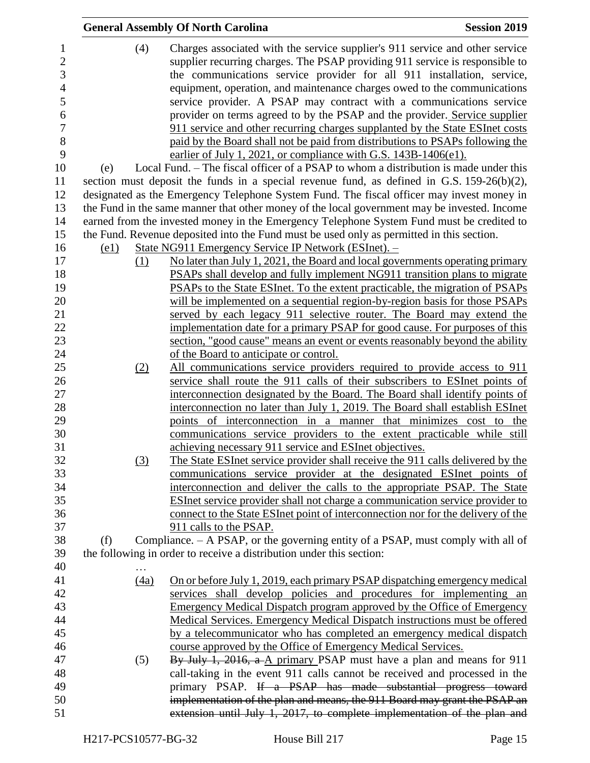(4) Charges associated with the service supplier's 911 service and other service supplier recurring charges. The PSAP providing 911 service is responsible to the communications service provider for all 911 installation, service, equipment, operation, and maintenance charges owed to the communications service provider. A PSAP may contract with a communications service provider on terms agreed to by the PSAP and the provider. Service supplier 911 service and other recurring charges supplanted by the State ESInet costs paid by the Board shall not be paid from distributions to PSAPs following the earlier of July 1, 2021, or compliance with G.S. 143B-1406(e1).

(e) Local Fund. – The fiscal officer of a PSAP to whom a distribution is made under this section must deposit the funds in a special revenue fund, as defined in G.S. 159-26(b)(2), designated as the Emergency Telephone System Fund. The fiscal officer may invest money in the Fund in the same manner that other money of the local government may be invested. Income earned from the invested money in the Emergency Telephone System Fund must be credited to the Fund. Revenue deposited into the Fund must be used only as permitted in this section.

(e1) State NG911 Emergency Service IP Network (ESInet). –

(1) No later than July 1, 2021, the Board and local governments operating primary PSAPs shall develop and fully implement NG911 transition plans to migrate PSAPs to the State ESInet. To the extent practicable, the migration of PSAPs will be implemented on a sequential region-by-region basis for those PSAPs served by each legacy 911 selective router. The Board may extend the implementation date for a primary PSAP for good cause. For purposes of this section, "good cause" means an event or events reasonably beyond the ability of the Board to anticipate or control.

(2) All communications service providers required to provide access to 911 service shall route the 911 calls of their subscribers to ESInet points of interconnection designated by the Board. The Board shall identify points of interconnection no later than July 1, 2019. The Board shall establish ESInet points of interconnection in a manner that minimizes cost to the communications service providers to the extent practicable while still achieving necessary 911 service and ESInet objectives.

(3) The State ESInet service provider shall receive the 911 calls delivered by the communications service provider at the designated ESInet points of interconnection and deliver the calls to the appropriate PSAP. The State ESInet service provider shall not charge a communication service provider to connect to the State ESInet point of interconnection nor for the delivery of the 911 calls to the PSAP.

(f) Compliance. – A PSAP, or the governing entity of a PSAP, must comply with all of the following in order to receive a distribution under this section:

…

(4a) On or before July 1, 2019, each primary PSAP dispatching emergency medical services shall develop policies and procedures for implementing an Emergency Medical Dispatch program approved by the Office of Emergency Medical Services. Emergency Medical Dispatch instructions must be offered by a telecommunicator who has completed an emergency medical dispatch course approved by the Office of Emergency Medical Services.

(5) ~~By July 1, 2016, a~~ A primary PSAP must have a plan and means for 911 call-taking in the event 911 calls cannot be received and processed in the primary PSAP. ~~If a PSAP has made substantial progress toward implementation of the plan and means, the 911 Board may grant the PSAP an extension until July 1, 2017, to complete implementation of the plan and~~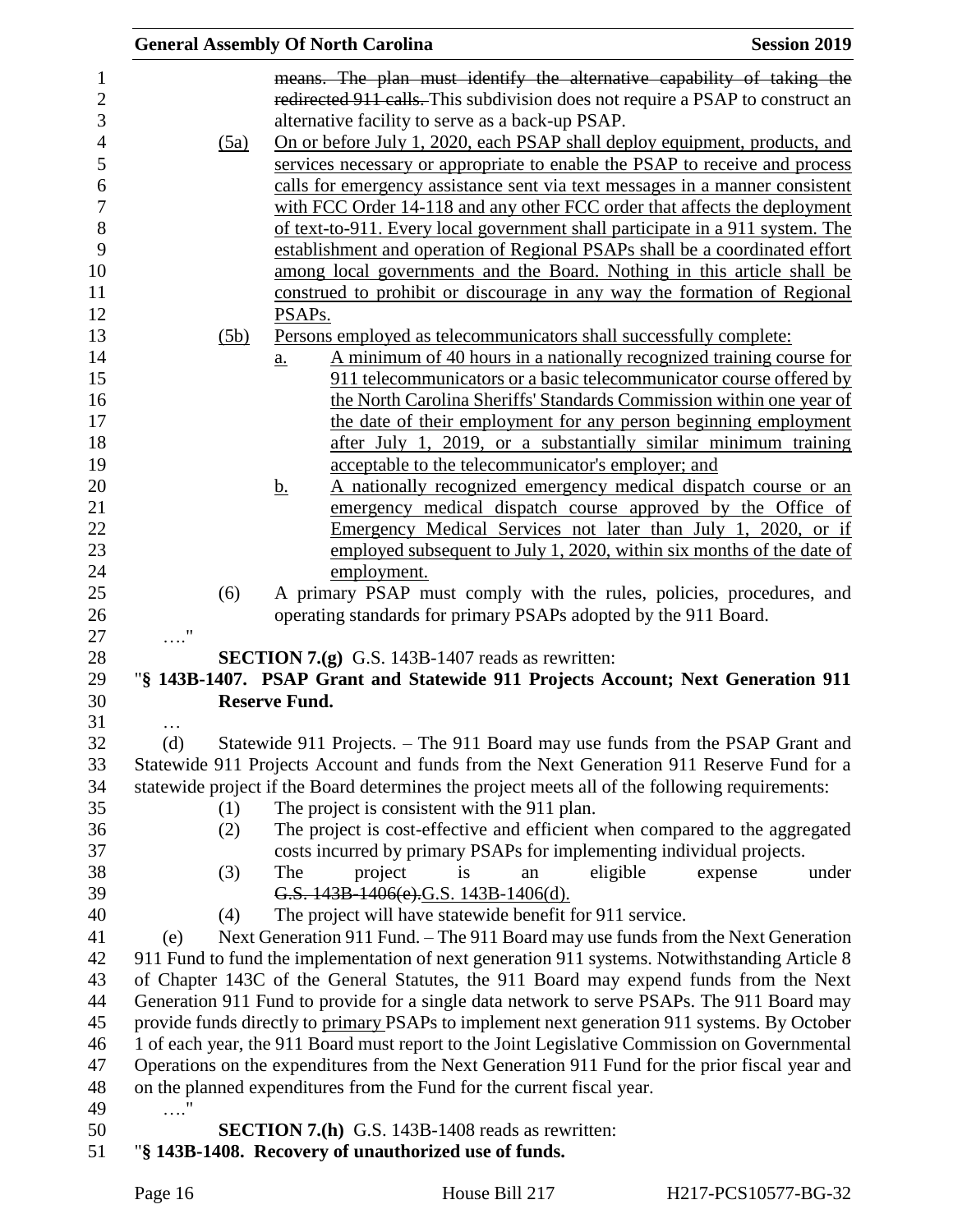~~means. The plan must identify the alternative capability of taking the redirected 911 calls.~~ This subdivision does not require a PSAP to construct an alternative facility to serve as a back-up PSAP.

<u>(5a)</u> <u>On or before July 1, 2020, each PSAP shall deploy equipment, products, and services necessary or appropriate to enable the PSAP to receive and process calls for emergency assistance sent via text messages in a manner consistent with FCC Order 14-118 and any other FCC order that affects the deployment of text-to-911. Every local government shall participate in a 911 system. The establishment and operation of Regional PSAPs shall be a coordinated effort among local governments and the Board. Nothing in this article shall be construed to prohibit or discourage in any way the formation of Regional PSAPs.</u>

<u>(5b)</u> <u>Persons employed as telecommunicators shall successfully complete:</u>

<u>a.</u> <u>A minimum of 40 hours in a nationally recognized training course for 911 telecommunicators or a basic telecommunicator course offered by the North Carolina Sheriffs' Standards Commission within one year of the date of their employment for any person beginning employment after July 1, 2019, or a substantially similar minimum training acceptable to the telecommunicator's employer; and</u>

<u>b.</u> <u>A nationally recognized emergency medical dispatch course or an emergency medical dispatch course approved by the Office of Emergency Medical Services not later than July 1, 2020, or if employed subsequent to July 1, 2020, within six months of the date of employment.</u>

(6) A primary PSAP must comply with the rules, policies, procedures, and operating standards for primary PSAPs adopted by the 911 Board.

…."

**SECTION 7.(g)** G.S. 143B-1407 reads as rewritten:

"**§ 143B-1407. PSAP Grant and Statewide 911 Projects Account; Next Generation 911 Reserve Fund.**

…

(d) Statewide 911 Projects. – The 911 Board may use funds from the PSAP Grant and Statewide 911 Projects Account and funds from the Next Generation 911 Reserve Fund for a statewide project if the Board determines the project meets all of the following requirements:

(1) The project is consistent with the 911 plan.

(2) The project is cost-effective and efficient when compared to the aggregated costs incurred by primary PSAPs for implementing individual projects.

(3) The project is an eligible expense under ~~G.S. 143B-1406(e).~~<u>G.S. 143B-1406(d).</u>

(4) The project will have statewide benefit for 911 service.

(e) Next Generation 911 Fund. – The 911 Board may use funds from the Next Generation 911 Fund to fund the implementation of next generation 911 systems. Notwithstanding Article 8 of Chapter 143C of the General Statutes, the 911 Board may expend funds from the Next Generation 911 Fund to provide for a single data network to serve PSAPs. The 911 Board may provide funds directly to <u>primary</u> PSAPs to implement next generation 911 systems. By October 1 of each year, the 911 Board must report to the Joint Legislative Commission on Governmental Operations on the expenditures from the Next Generation 911 Fund for the prior fiscal year and on the planned expenditures from the Fund for the current fiscal year.

…."

**SECTION 7.(h)** G.S. 143B-1408 reads as rewritten:

"**§ 143B-1408. Recovery of unauthorized use of funds.**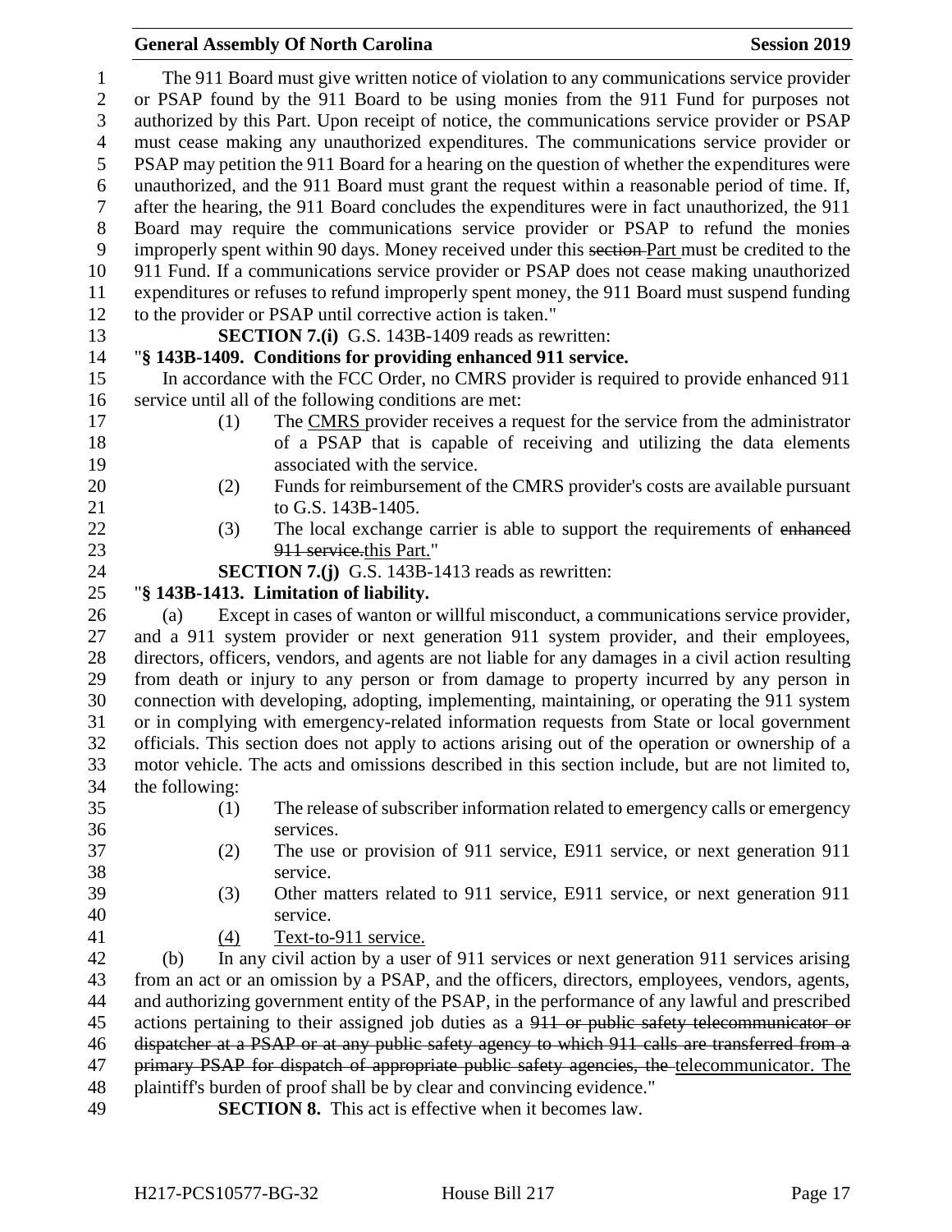The 911 Board must give written notice of violation to any communications service provider or PSAP found by the 911 Board to be using monies from the 911 Fund for purposes not authorized by this Part. Upon receipt of notice, the communications service provider or PSAP must cease making any unauthorized expenditures. The communications service provider or PSAP may petition the 911 Board for a hearing on the question of whether the expenditures were unauthorized, and the 911 Board must grant the request within a reasonable period of time. If, after the hearing, the 911 Board concludes the expenditures were in fact unauthorized, the 911 Board may require the communications service provider or PSAP to refund the monies improperly spent within 90 days. Money received under this ~~section~~ Part must be credited to the 911 Fund. If a communications service provider or PSAP does not cease making unauthorized expenditures or refuses to refund improperly spent money, the 911 Board must suspend funding to the provider or PSAP until corrective action is taken."

**SECTION 7.(i)** G.S. 143B-1409 reads as rewritten:

"**§ 143B-1409. Conditions for providing enhanced 911 service.**

In accordance with the FCC Order, no CMRS provider is required to provide enhanced 911 service until all of the following conditions are met:

(1) The CMRS provider receives a request for the service from the administrator of a PSAP that is capable of receiving and utilizing the data elements associated with the service.

(2) Funds for reimbursement of the CMRS provider's costs are available pursuant to G.S. 143B-1405.

(3) The local exchange carrier is able to support the requirements of ~~enhanced 911 service.~~this Part."

**SECTION 7.(j)** G.S. 143B-1413 reads as rewritten:

"**§ 143B-1413. Limitation of liability.**

(a) Except in cases of wanton or willful misconduct, a communications service provider, and a 911 system provider or next generation 911 system provider, and their employees, directors, officers, vendors, and agents are not liable for any damages in a civil action resulting from death or injury to any person or from damage to property incurred by any person in connection with developing, adopting, implementing, maintaining, or operating the 911 system or in complying with emergency-related information requests from State or local government officials. This section does not apply to actions arising out of the operation or ownership of a motor vehicle. The acts and omissions described in this section include, but are not limited to, the following:

(1) The release of subscriber information related to emergency calls or emergency services.

(2) The use or provision of 911 service, E911 service, or next generation 911 service.

(3) Other matters related to 911 service, E911 service, or next generation 911 service.

(4) Text-to-911 service.

(b) In any civil action by a user of 911 services or next generation 911 services arising from an act or an omission by a PSAP, and the officers, directors, employees, vendors, agents, and authorizing government entity of the PSAP, in the performance of any lawful and prescribed actions pertaining to their assigned job duties as a ~~911 or public safety telecommunicator or dispatcher at a PSAP or at any public safety agency to which 911 calls are transferred from a primary PSAP for dispatch of appropriate public safety agencies, the~~ telecommunicator. The plaintiff's burden of proof shall be by clear and convincing evidence."

**SECTION 8.** This act is effective when it becomes law.